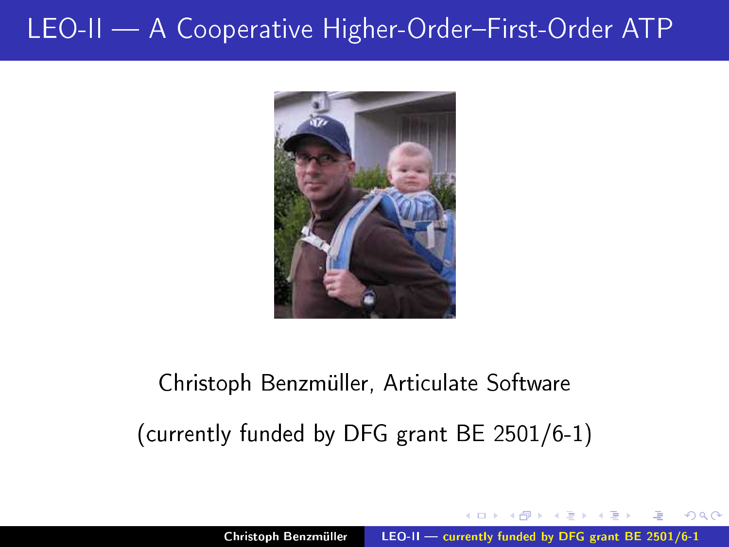# LEO-II — A Cooperative Higher-Order–First-Order ATP

Christoph Benzmüller, Articulate Software

(currently funded by DFG grant BE 2501/6-1)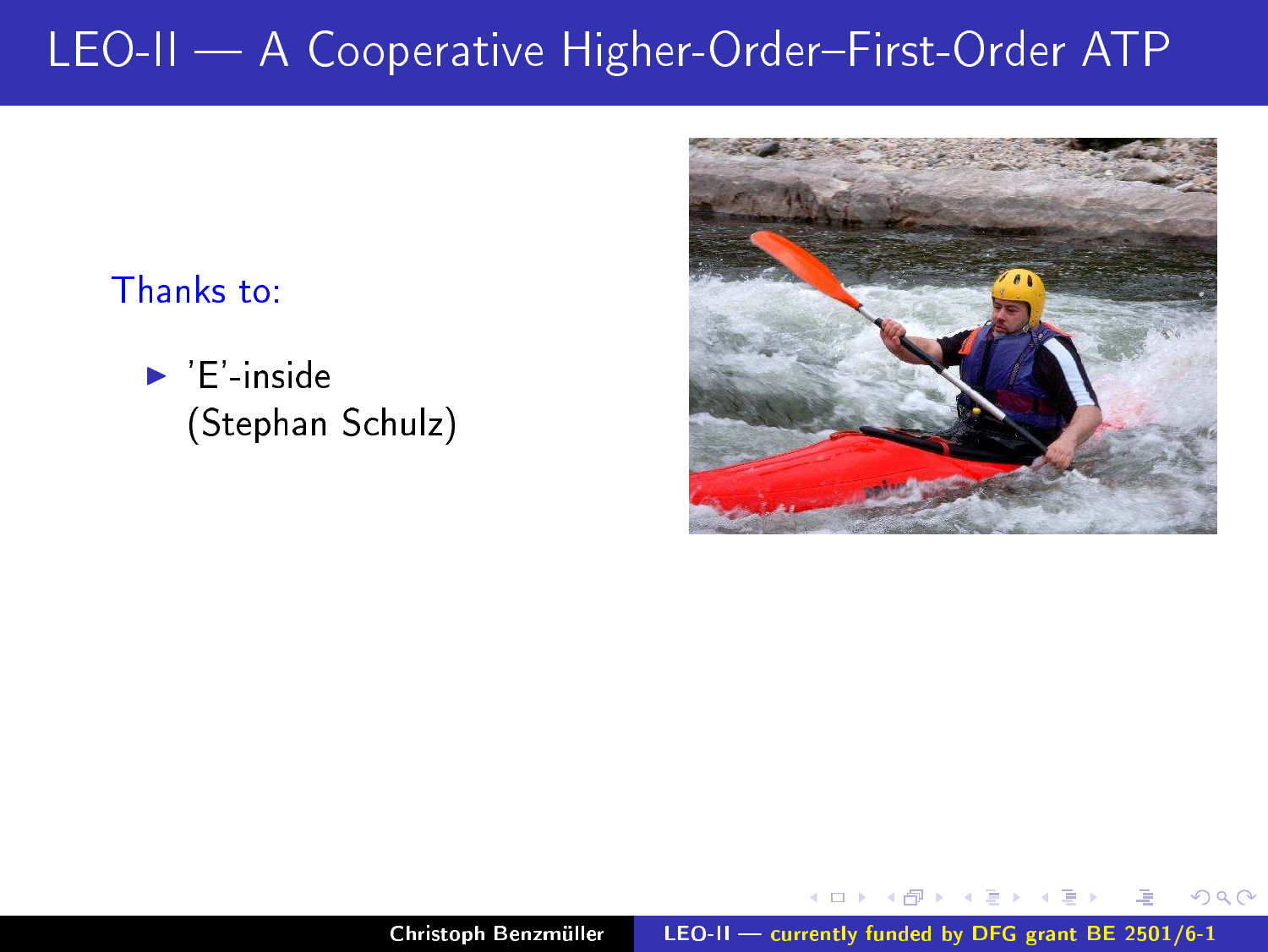# LEO-II — A Cooperative Higher-Order–First-Order ATP

Thanks to:

- 'E'-inside
  (Stephan Schulz)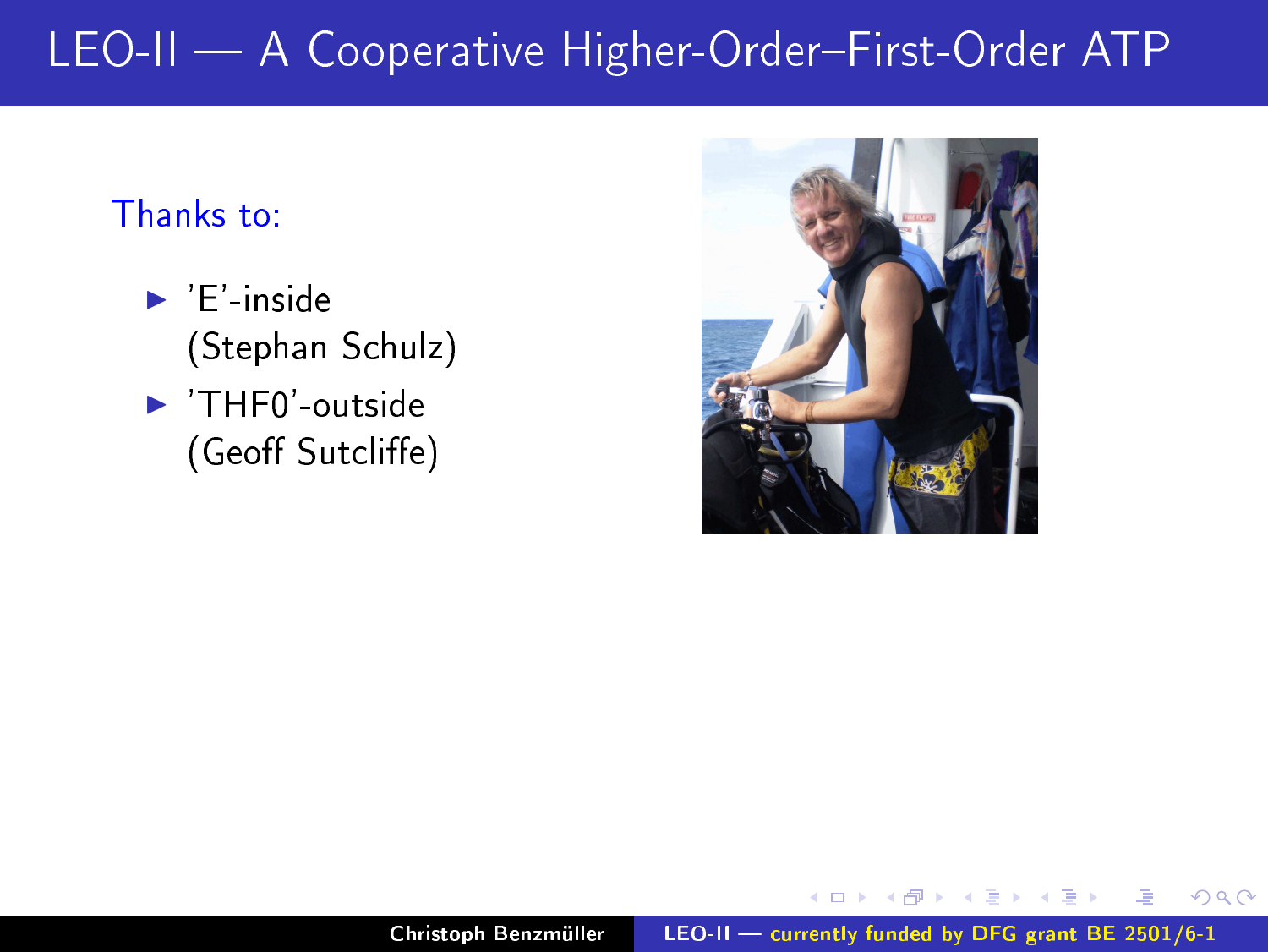# LEO-II — A Cooperative Higher-Order–First-Order ATP

Thanks to:

- 'E'-inside (Stephan Schulz)
- 'THF0'-outside (Geoff Sutcliffe)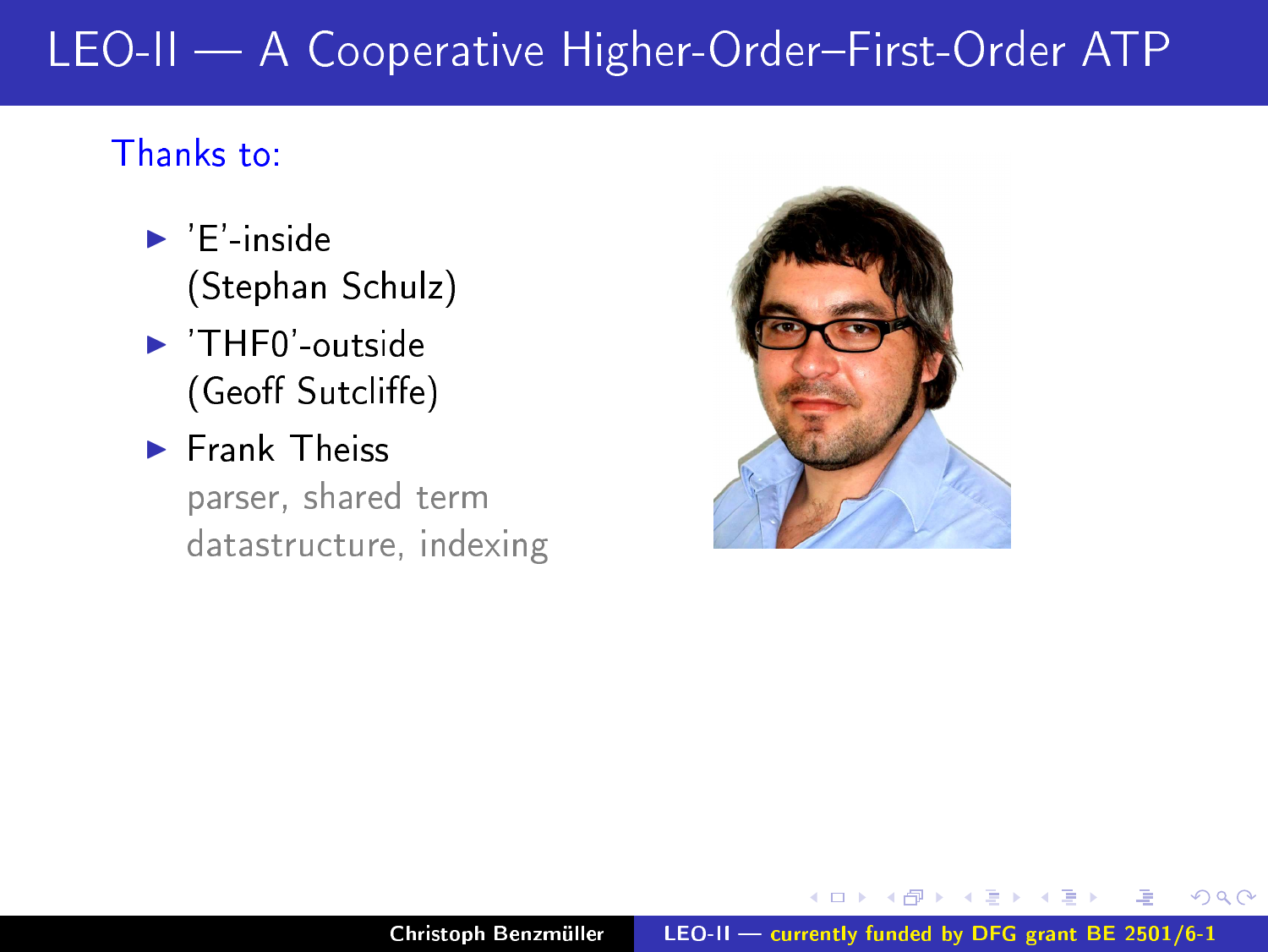# LEO-II — A Cooperative Higher-Order–First-Order ATP

Thanks to:

- 'E'-inside
  (Stephan Schulz)
- 'THF0'-outside
  (Geoff Sutcliffe)
- Frank Theiss
  parser, shared term datastructure, indexing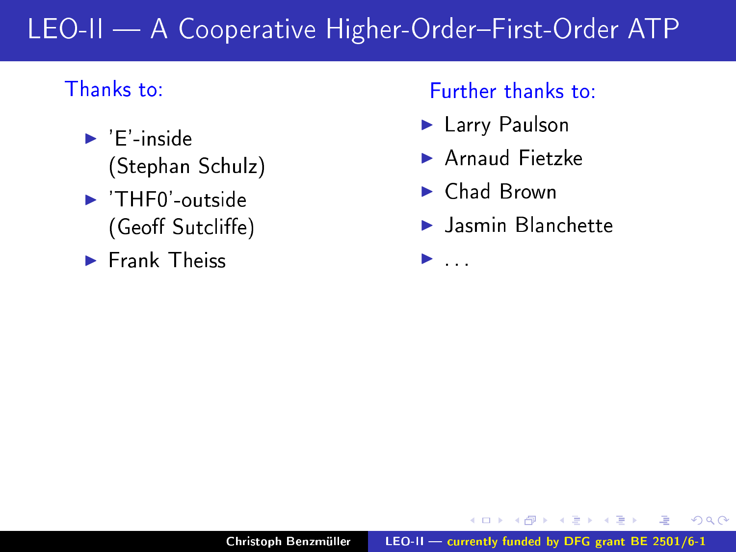# LEO-II — A Cooperative Higher-Order–First-Order ATP

Thanks to:

- 'E'-inside (Stephan Schulz)
- 'THF0'-outside (Geoff Sutcliffe)
- Frank Theiss

Further thanks to:

- Larry Paulson
- Arnaud Fietzke
- Chad Brown
- Jasmin Blanchette
- ...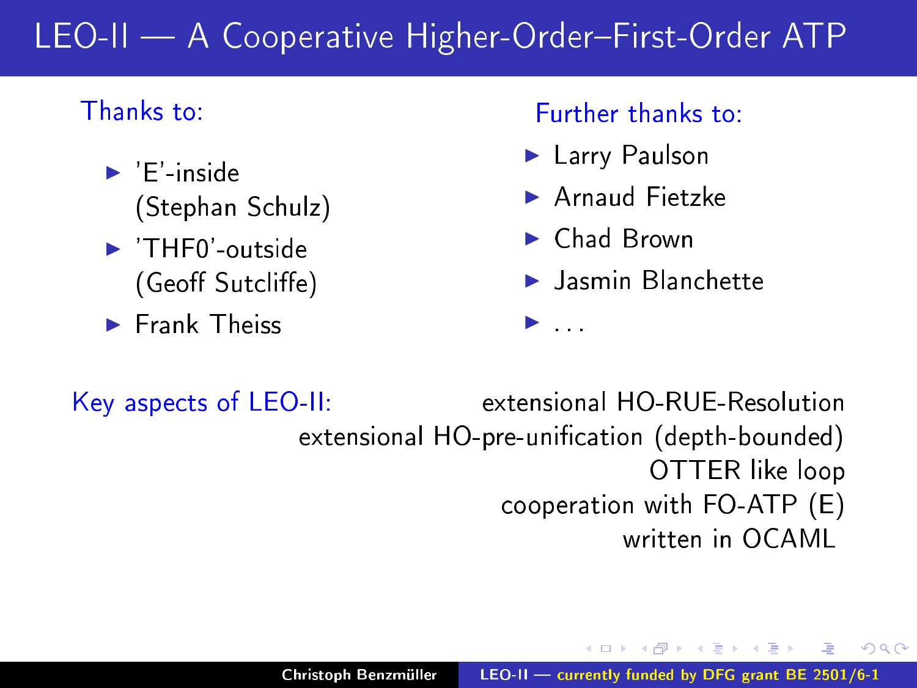# LEO-II — A Cooperative Higher-Order–First-Order ATP

**Thanks to:**

- 'E'-inside (Stephan Schulz)
- 'THF0'-outside (Geoff Sutcliffe)
- Frank Theiss

**Further thanks to:**

- Larry Paulson
- Arnaud Fietzke
- Chad Brown
- Jasmin Blanchette
- ...

**Key aspects of LEO-II:**

- extensional HO-RUE-Resolution
- extensional HO-pre-unification (depth-bounded)
- OTTER like loop
- cooperation with FO-ATP (E)
- written in OCAML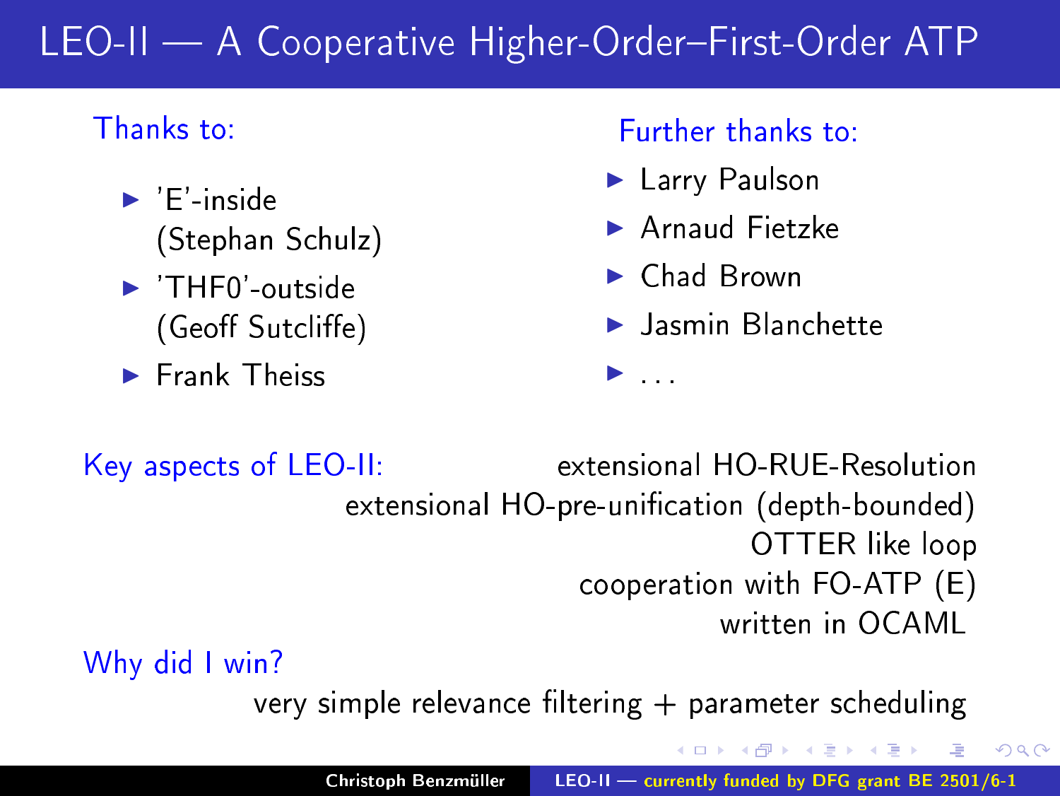# LEO-II — A Cooperative Higher-Order–First-Order ATP

Thanks to:

- 'E'-inside (Stephan Schulz)
- 'THF0'-outside (Geoff Sutcliffe)
- Frank Theiss

Further thanks to:

- Larry Paulson
- Arnaud Fietzke
- Chad Brown
- Jasmin Blanchette
- ...

Key aspects of LEO-II:

extensional HO-RUE-Resolution
extensional HO-pre-unification (depth-bounded)
OTTER like loop
cooperation with FO-ATP (E)
written in OCAML

Why did I win?

very simple relevance filtering + parameter scheduling

LEO-II — currently funded by DFG grant BE 2501/6-1